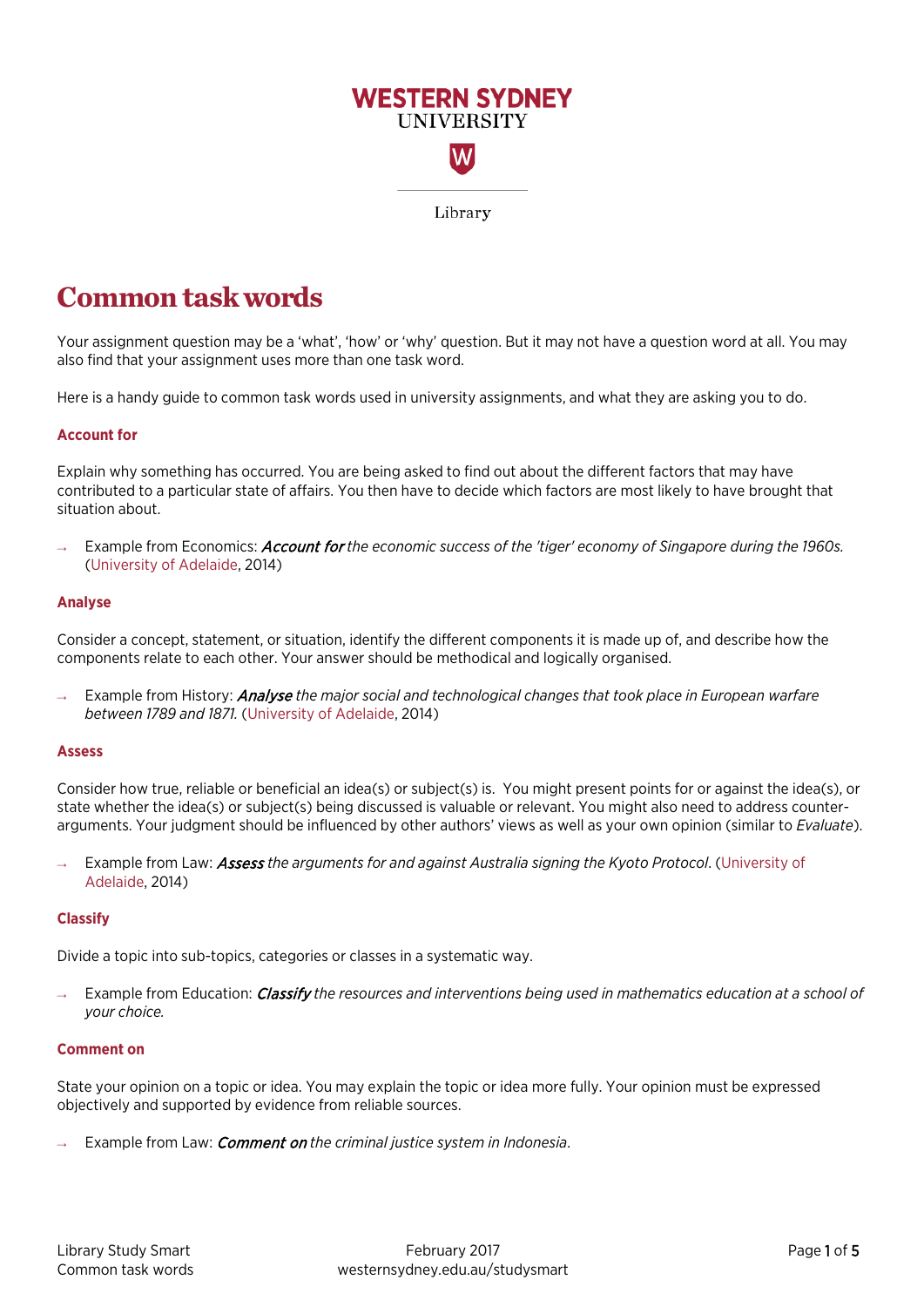WESTERN SYDNEY UNIVERSITY

Library

# Common task words

Your assignment question may be a 'what', 'how' or 'why' question. But it may not have a question word at all. You may also find that your assignment uses more than one task word.

Here is a handy guide to common task words used in university assignments, and what they are asking you to do.

### Account for

Explain why something has occurred. You are being asked to find out about the different factors that may have contributed to a particular state of affairs. You then have to decide which factors are most likely to have brought that situation about.

→ Example from Economics: ***Account for*** *the economic success of the 'tiger' economy of Singapore during the 1960s.* (University of Adelaide, 2014)

### Analyse

Consider a concept, statement, or situation, identify the different components it is made up of, and describe how the components relate to each other. Your answer should be methodical and logically organised.

→ Example from History: ***Analyse*** *the major social and technological changes that took place in European warfare between 1789 and 1871.* (University of Adelaide, 2014)

### Assess

Consider how true, reliable or beneficial an idea(s) or subject(s) is. You might present points for or against the idea(s), or state whether the idea(s) or subject(s) being discussed is valuable or relevant. You might also need to address counter-arguments. Your judgment should be influenced by other authors' views as well as your own opinion (similar to *Evaluate*).

→ Example from Law: ***Assess*** *the arguments for and against Australia signing the Kyoto Protocol.* (University of Adelaide, 2014)

### Classify

Divide a topic into sub-topics, categories or classes in a systematic way.

→ Example from Education: ***Classify*** *the resources and interventions being used in mathematics education at a school of your choice.*

### Comment on

State your opinion on a topic or idea. You may explain the topic or idea more fully. Your opinion must be expressed objectively and supported by evidence from reliable sources.

→ Example from Law: ***Comment on*** *the criminal justice system in Indonesia.*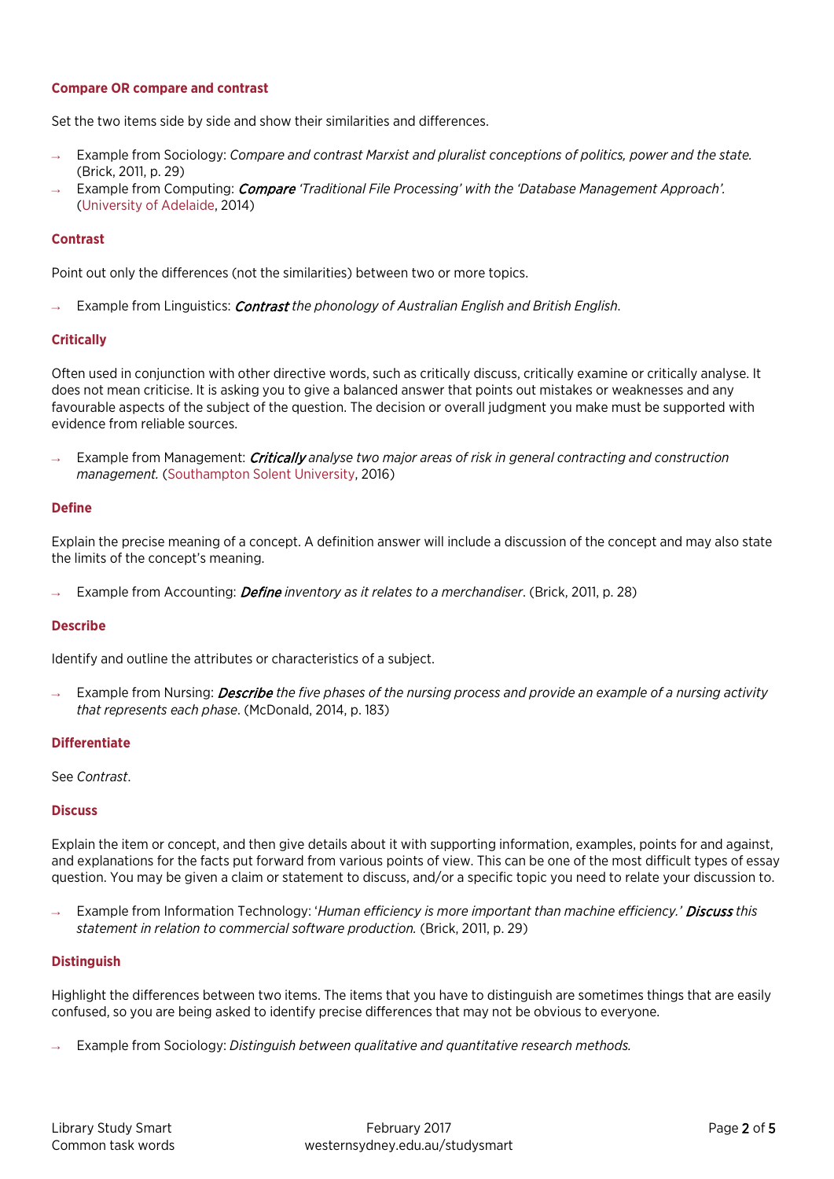### Compare OR compare and contrast

Set the two items side by side and show their similarities and differences.

- Example from Sociology: *Compare and contrast Marxist and pluralist conceptions of politics, power and the state.* (Brick, 2011, p. 29)
- Example from Computing: ***Compare*** *'Traditional File Processing' with the 'Database Management Approach'.* (University of Adelaide, 2014)

### Contrast

Point out only the differences (not the similarities) between two or more topics.

- Example from Linguistics: ***Contrast*** *the phonology of Australian English and British English*.

### Critically

Often used in conjunction with other directive words, such as critically discuss, critically examine or critically analyse. It does not mean criticise. It is asking you to give a balanced answer that points out mistakes or weaknesses and any favourable aspects of the subject of the question. The decision or overall judgment you make must be supported with evidence from reliable sources.

- Example from Management: ***Critically*** *analyse two major areas of risk in general contracting and construction management.* (Southampton Solent University, 2016)

### Define

Explain the precise meaning of a concept. A definition answer will include a discussion of the concept and may also state the limits of the concept's meaning.

- Example from Accounting: ***Define*** *inventory as it relates to a merchandiser*. (Brick, 2011, p. 28)

### Describe

Identify and outline the attributes or characteristics of a subject.

- Example from Nursing: ***Describe*** *the five phases of the nursing process and provide an example of a nursing activity that represents each phase*. (McDonald, 2014, p. 183)

### Differentiate

See *Contrast*.

### Discuss

Explain the item or concept, and then give details about it with supporting information, examples, points for and against, and explanations for the facts put forward from various points of view. This can be one of the most difficult types of essay question. You may be given a claim or statement to discuss, and/or a specific topic you need to relate your discussion to.

- Example from Information Technology: '*Human efficiency is more important than machine efficiency.*' ***Discuss*** *this statement in relation to commercial software production.* (Brick, 2011, p. 29)

### Distinguish

Highlight the differences between two items. The items that you have to distinguish are sometimes things that are easily confused, so you are being asked to identify precise differences that may not be obvious to everyone.

- Example from Sociology: *Distinguish between qualitative and quantitative research methods.*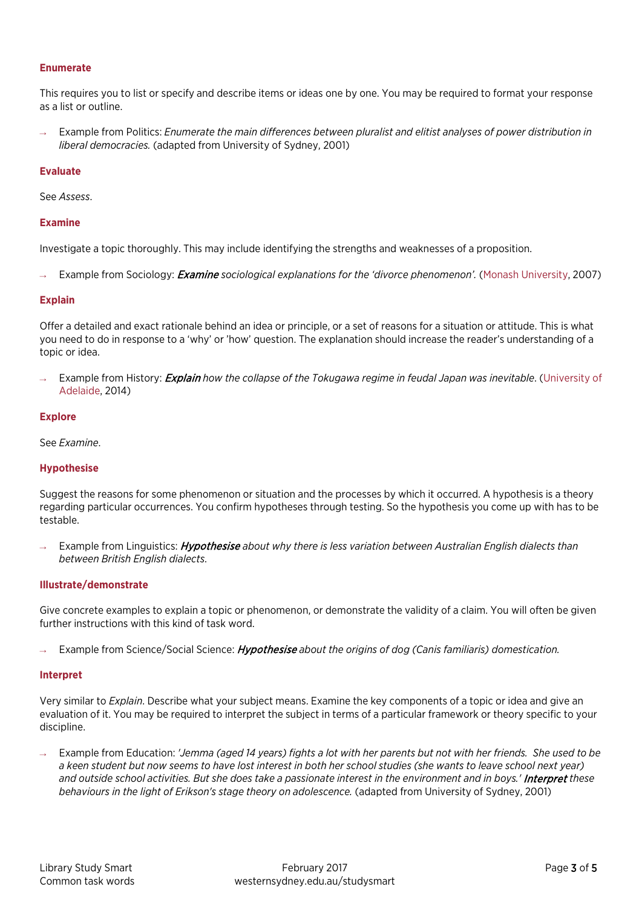### Enumerate

This requires you to list or specify and describe items or ideas one by one. You may be required to format your response as a list or outline.

- Example from Politics: *Enumerate the main differences between pluralist and elitist analyses of power distribution in liberal democracies.* (adapted from University of Sydney, 2001)

### Evaluate

See *Assess*.

### Examine

Investigate a topic thoroughly. This may include identifying the strengths and weaknesses of a proposition.

- Example from Sociology: ***Examine*** *sociological explanations for the 'divorce phenomenon'.* (Monash University, 2007)

### Explain

Offer a detailed and exact rationale behind an idea or principle, or a set of reasons for a situation or attitude. This is what you need to do in response to a 'why' or 'how' question. The explanation should increase the reader's understanding of a topic or idea.

- Example from History: ***Explain*** *how the collapse of the Tokugawa regime in feudal Japan was inevitable*. (University of Adelaide, 2014)

### Explore

See *Examine*.

### Hypothesise

Suggest the reasons for some phenomenon or situation and the processes by which it occurred. A hypothesis is a theory regarding particular occurrences. You confirm hypotheses through testing. So the hypothesis you come up with has to be testable.

- Example from Linguistics: ***Hypothesise*** *about why there is less variation between Australian English dialects than between British English dialects*.

### Illustrate/demonstrate

Give concrete examples to explain a topic or phenomenon, or demonstrate the validity of a claim. You will often be given further instructions with this kind of task word.

- Example from Science/Social Science: ***Hypothesise*** *about the origins of dog (Canis familiaris) domestication.*

### Interpret

Very similar to *Explain*. Describe what your subject means. Examine the key components of a topic or idea and give an evaluation of it. You may be required to interpret the subject in terms of a particular framework or theory specific to your discipline.

- Example from Education: *'Jemma (aged 14 years) fights a lot with her parents but not with her friends. She used to be a keen student but now seems to have lost interest in both her school studies (she wants to leave school next year) and outside school activities. But she does take a passionate interest in the environment and in boys.'* ***Interpret*** *these behaviours in the light of Erikson's stage theory on adolescence.* (adapted from University of Sydney, 2001)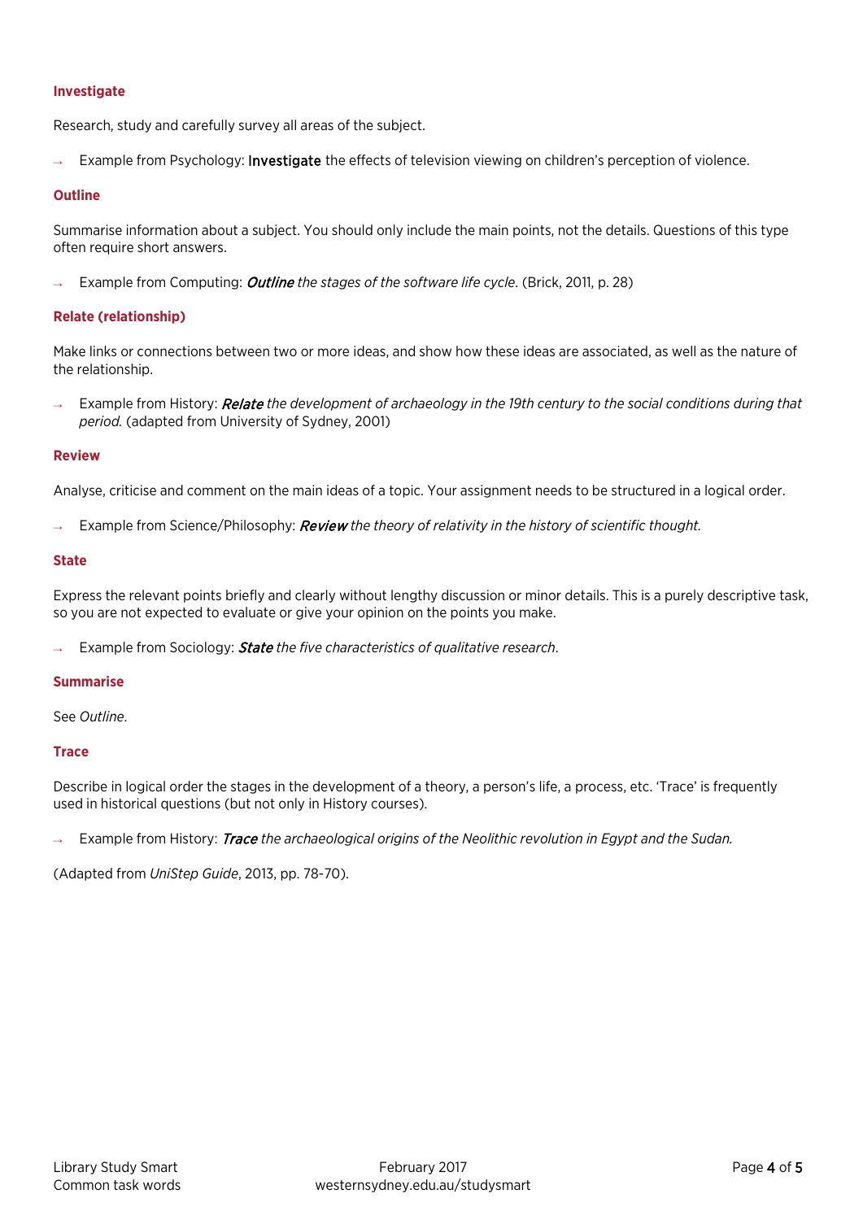### Investigate

Research, study and carefully survey all areas of the subject.

- Example from Psychology: Investigate the effects of television viewing on children's perception of violence.

### Outline

Summarise information about a subject. You should only include the main points, not the details. Questions of this type often require short answers.

- Example from Computing: ***Outline*** *the stages of the software life cycle.* (Brick, 2011, p. 28)

### Relate (relationship)

Make links or connections between two or more ideas, and show how these ideas are associated, as well as the nature of the relationship.

- Example from History: ***Relate*** *the development of archaeology in the 19th century to the social conditions during that period.* (adapted from University of Sydney, 2001)

### Review

Analyse, criticise and comment on the main ideas of a topic. Your assignment needs to be structured in a logical order.

- Example from Science/Philosophy: ***Review*** *the theory of relativity in the history of scientific thought.*

### State

Express the relevant points briefly and clearly without lengthy discussion or minor details. This is a purely descriptive task, so you are not expected to evaluate or give your opinion on the points you make.

- Example from Sociology: ***State*** *the five characteristics of qualitative research*.

### Summarise

See *Outline*.

### Trace

Describe in logical order the stages in the development of a theory, a person's life, a process, etc. 'Trace' is frequently used in historical questions (but not only in History courses).

- Example from History: ***Trace*** *the archaeological origins of the Neolithic revolution in Egypt and the Sudan.*

(Adapted from *UniStep Guide*, 2013, pp. 78-70).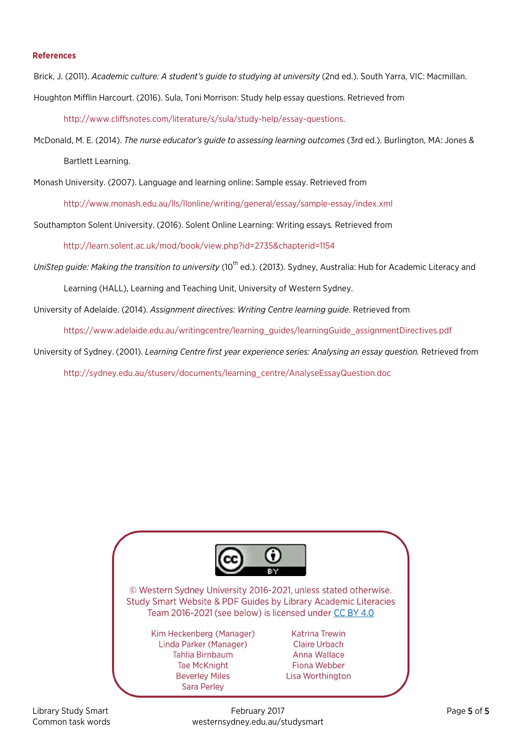### References

Brick, J. (2011). *Academic culture: A student's guide to studying at university* (2nd ed.). South Yarra, VIC: Macmillan.

Houghton Mifflin Harcourt. (2016). Sula, Toni Morrison: Study help essay questions. Retrieved from http://www.cliffsnotes.com/literature/s/sula/study-help/essay-questions.

McDonald, M. E. (2014). *The nurse educator's guide to assessing learning outcomes* (3rd ed.). Burlington, MA: Jones & Bartlett Learning.

Monash University. (2007). Language and learning online: Sample essay. Retrieved from http://www.monash.edu.au/lls/llonline/writing/general/essay/sample-essay/index.xml

Southampton Solent University. (2016). Solent Online Learning: Writing essays*.* Retrieved from http://learn.solent.ac.uk/mod/book/view.php?id=2735&chapterid=1154

*UniStep guide: Making the transition to university* (10th ed.). (2013). Sydney, Australia: Hub for Academic Literacy and Learning (HALL), Learning and Teaching Unit, University of Western Sydney.

University of Adelaide. (2014). *Assignment directives: Writing Centre learning guide*. Retrieved from https://www.adelaide.edu.au/writingcentre/learning_guides/learningGuide_assignmentDirectives.pdf

University of Sydney. (2001). *Learning Centre first year experience series: Analysing an essay question.* Retrieved from http://sydney.edu.au/stuserv/documents/learning_centre/AnalyseEssayQuestion.doc

© Western Sydney University 2016-2021, unless stated otherwise. Study Smart Website & PDF Guides by Library Academic Literacies Team 2016-2021 (see below) is licensed under CC BY 4.0

Kim Heckenberg (Manager)
Linda Parker (Manager)
Tahlia Birnbaum
Tae McKnight
Beverley Miles
Sara Perley
Katrina Trewin
Claire Urbach
Anna Wallace
Fiona Webber
Lisa Worthington